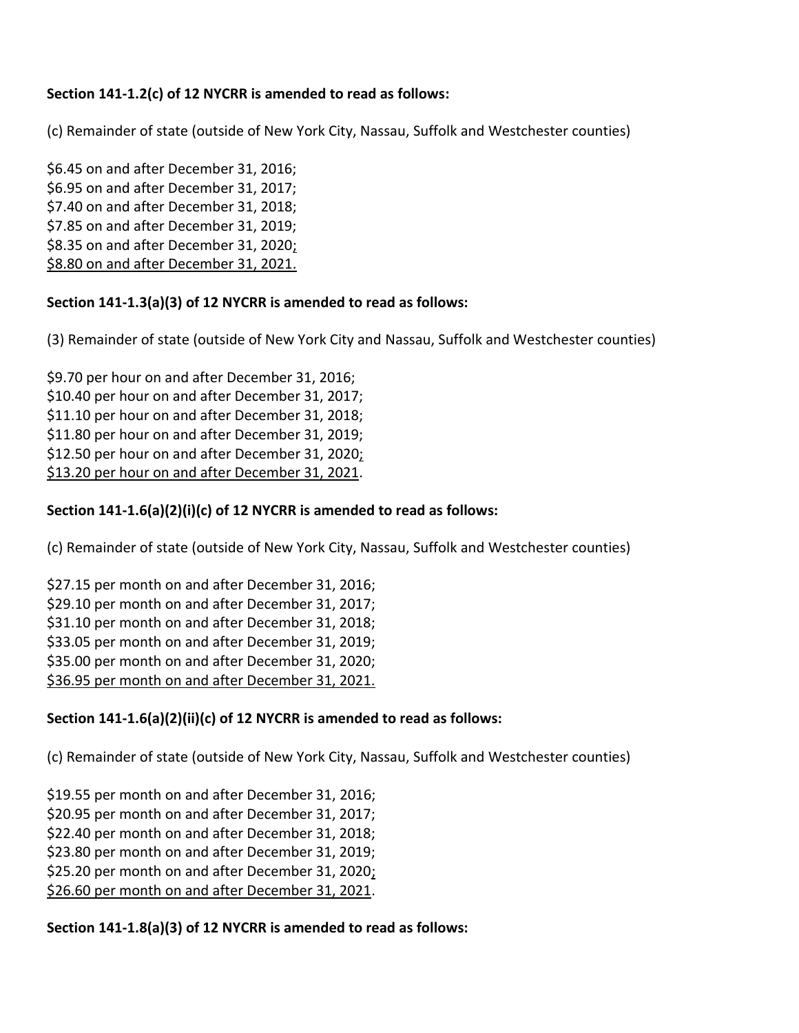**Section 141-1.2(c) of 12 NYCRR is amended to read as follows:**

(c) Remainder of state (outside of New York City, Nassau, Suffolk and Westchester counties)

$6.45 on and after December 31, 2016;
$6.95 on and after December 31, 2017;
$7.40 on and after December 31, 2018;
$7.85 on and after December 31, 2019;
$8.35 on and after December 31, 2020<u>;</u>
<u>$8.80 on and after December 31, 2021.</u>

**Section 141-1.3(a)(3) of 12 NYCRR is amended to read as follows:**

(3) Remainder of state (outside of New York City and Nassau, Suffolk and Westchester counties)

$9.70 per hour on and after December 31, 2016;
$10.40 per hour on and after December 31, 2017;
$11.10 per hour on and after December 31, 2018;
$11.80 per hour on and after December 31, 2019;
$12.50 per hour on and after December 31, 2020<u>;</u>
<u>$13.20 per hour on and after December 31, 2021</u>.

**Section 141-1.6(a)(2)(i)(c) of 12 NYCRR is amended to read as follows:**

(c) Remainder of state (outside of New York City, Nassau, Suffolk and Westchester counties)

$27.15 per month on and after December 31, 2016;
$29.10 per month on and after December 31, 2017;
$31.10 per month on and after December 31, 2018;
$33.05 per month on and after December 31, 2019;
$35.00 per month on and after December 31, 2020;
<u>$36.95 per month on and after December 31, 2021.</u>

**Section 141-1.6(a)(2)(ii)(c) of 12 NYCRR is amended to read as follows:**

(c) Remainder of state (outside of New York City, Nassau, Suffolk and Westchester counties)

$19.55 per month on and after December 31, 2016;
$20.95 per month on and after December 31, 2017;
$22.40 per month on and after December 31, 2018;
$23.80 per month on and after December 31, 2019;
$25.20 per month on and after December 31, 2020<u>;</u>
<u>$26.60 per month on and after December 31, 2021</u>.

**Section 141-1.8(a)(3) of 12 NYCRR is amended to read as follows:**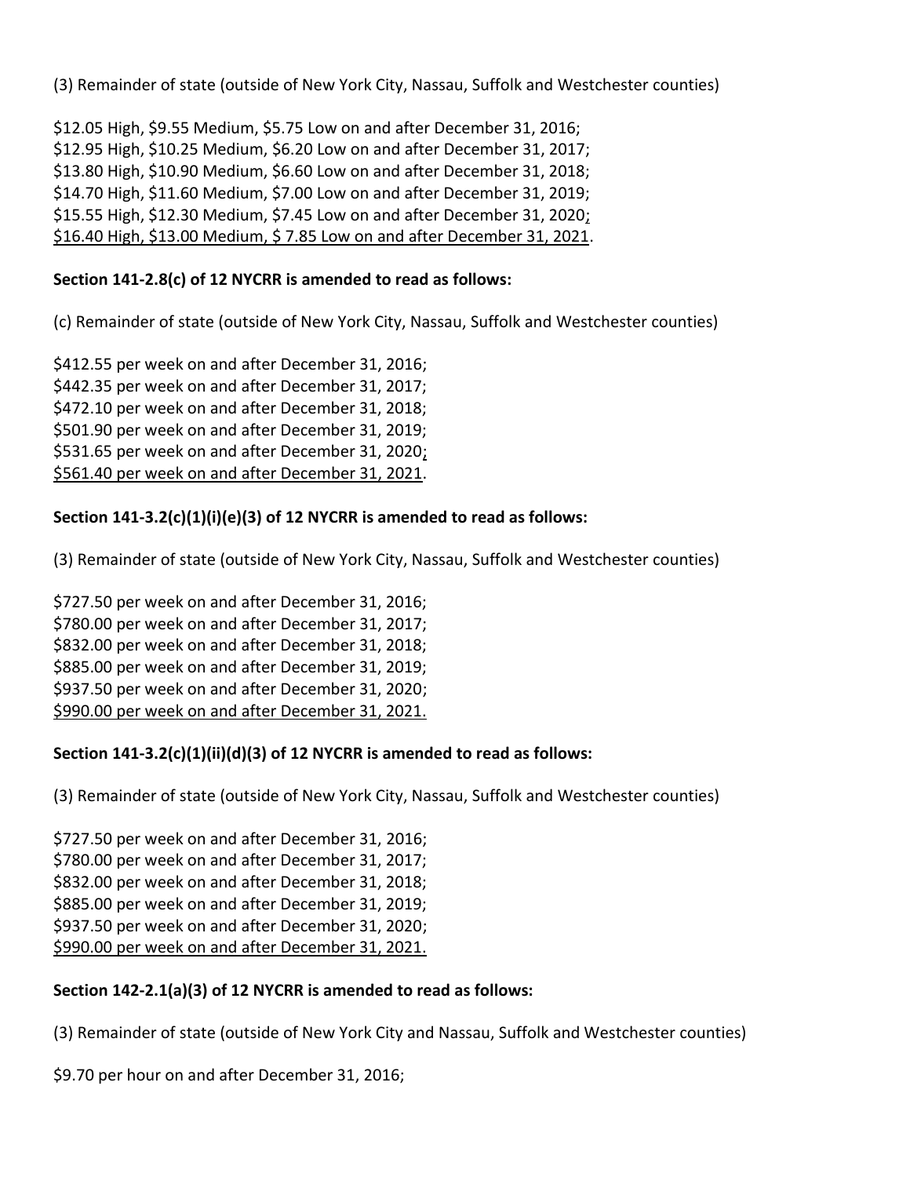(3) Remainder of state (outside of New York City, Nassau, Suffolk and Westchester counties)

$12.05 High, $9.55 Medium, $5.75 Low on and after December 31, 2016;
$12.95 High, $10.25 Medium, $6.20 Low on and after December 31, 2017;
$13.80 High, $10.90 Medium, $6.60 Low on and after December 31, 2018;
$14.70 High, $11.60 Medium, $7.00 Low on and after December 31, 2019;
$15.55 High, $12.30 Medium, $7.45 Low on and after December 31, 2020<u>;</u>
<u>$16.40 High, $13.00 Medium, $ 7.85 Low on and after December 31, 2021</u>.

**Section 141-2.8(c) of 12 NYCRR is amended to read as follows:**

(c) Remainder of state (outside of New York City, Nassau, Suffolk and Westchester counties)

$412.55 per week on and after December 31, 2016;
$442.35 per week on and after December 31, 2017;
$472.10 per week on and after December 31, 2018;
$501.90 per week on and after December 31, 2019;
$531.65 per week on and after December 31, 2020<u>;</u>
<u>$561.40 per week on and after December 31, 2021</u>.

**Section 141-3.2(c)(1)(i)(e)(3) of 12 NYCRR is amended to read as follows:**

(3) Remainder of state (outside of New York City, Nassau, Suffolk and Westchester counties)

$727.50 per week on and after December 31, 2016;
$780.00 per week on and after December 31, 2017;
$832.00 per week on and after December 31, 2018;
$885.00 per week on and after December 31, 2019;
$937.50 per week on and after December 31, 2020;
<u>$990.00 per week on and after December 31, 2021.</u>

**Section 141-3.2(c)(1)(ii)(d)(3) of 12 NYCRR is amended to read as follows:**

(3) Remainder of state (outside of New York City, Nassau, Suffolk and Westchester counties)

$727.50 per week on and after December 31, 2016;
$780.00 per week on and after December 31, 2017;
$832.00 per week on and after December 31, 2018;
$885.00 per week on and after December 31, 2019;
$937.50 per week on and after December 31, 2020;
<u>$990.00 per week on and after December 31, 2021.</u>

**Section 142-2.1(a)(3) of 12 NYCRR is amended to read as follows:**

(3) Remainder of state (outside of New York City and Nassau, Suffolk and Westchester counties)

$9.70 per hour on and after December 31, 2016;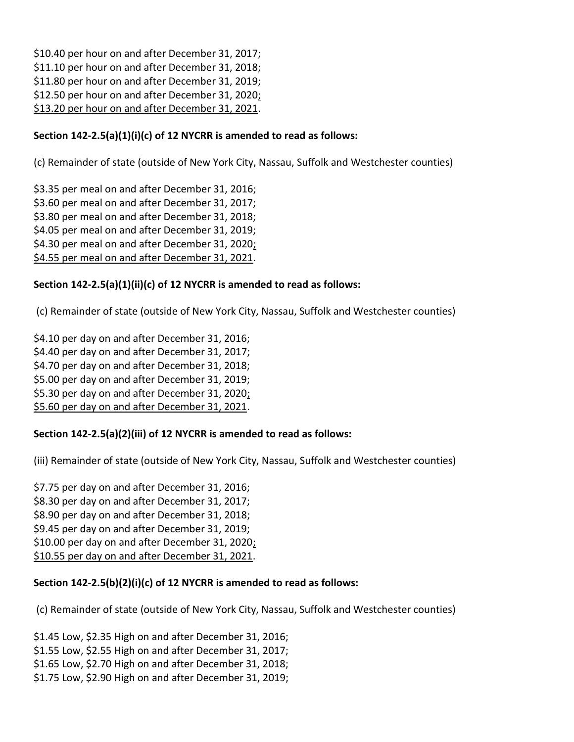$10.40 per hour on and after December 31, 2017;
$11.10 per hour on and after December 31, 2018;
$11.80 per hour on and after December 31, 2019;
$12.50 per hour on and after December 31, 2020;
$13.20 per hour on and after December 31, 2021.

**Section 142-2.5(a)(1)(i)(c) of 12 NYCRR is amended to read as follows:**

(c) Remainder of state (outside of New York City, Nassau, Suffolk and Westchester counties)

$3.35 per meal on and after December 31, 2016;
$3.60 per meal on and after December 31, 2017;
$3.80 per meal on and after December 31, 2018;
$4.05 per meal on and after December 31, 2019;
$4.30 per meal on and after December 31, 2020;
$4.55 per meal on and after December 31, 2021.

**Section 142-2.5(a)(1)(ii)(c) of 12 NYCRR is amended to read as follows:**

(c) Remainder of state (outside of New York City, Nassau, Suffolk and Westchester counties)

$4.10 per day on and after December 31, 2016;
$4.40 per day on and after December 31, 2017;
$4.70 per day on and after December 31, 2018;
$5.00 per day on and after December 31, 2019;
$5.30 per day on and after December 31, 2020;
$5.60 per day on and after December 31, 2021.

**Section 142-2.5(a)(2)(iii) of 12 NYCRR is amended to read as follows:**

(iii) Remainder of state (outside of New York City, Nassau, Suffolk and Westchester counties)

$7.75 per day on and after December 31, 2016;
$8.30 per day on and after December 31, 2017;
$8.90 per day on and after December 31, 2018;
$9.45 per day on and after December 31, 2019;
$10.00 per day on and after December 31, 2020;
$10.55 per day on and after December 31, 2021.

**Section 142-2.5(b)(2)(i)(c) of 12 NYCRR is amended to read as follows:**

(c) Remainder of state (outside of New York City, Nassau, Suffolk and Westchester counties)

$1.45 Low, $2.35 High on and after December 31, 2016;
$1.55 Low, $2.55 High on and after December 31, 2017;
$1.65 Low, $2.70 High on and after December 31, 2018;
$1.75 Low, $2.90 High on and after December 31, 2019;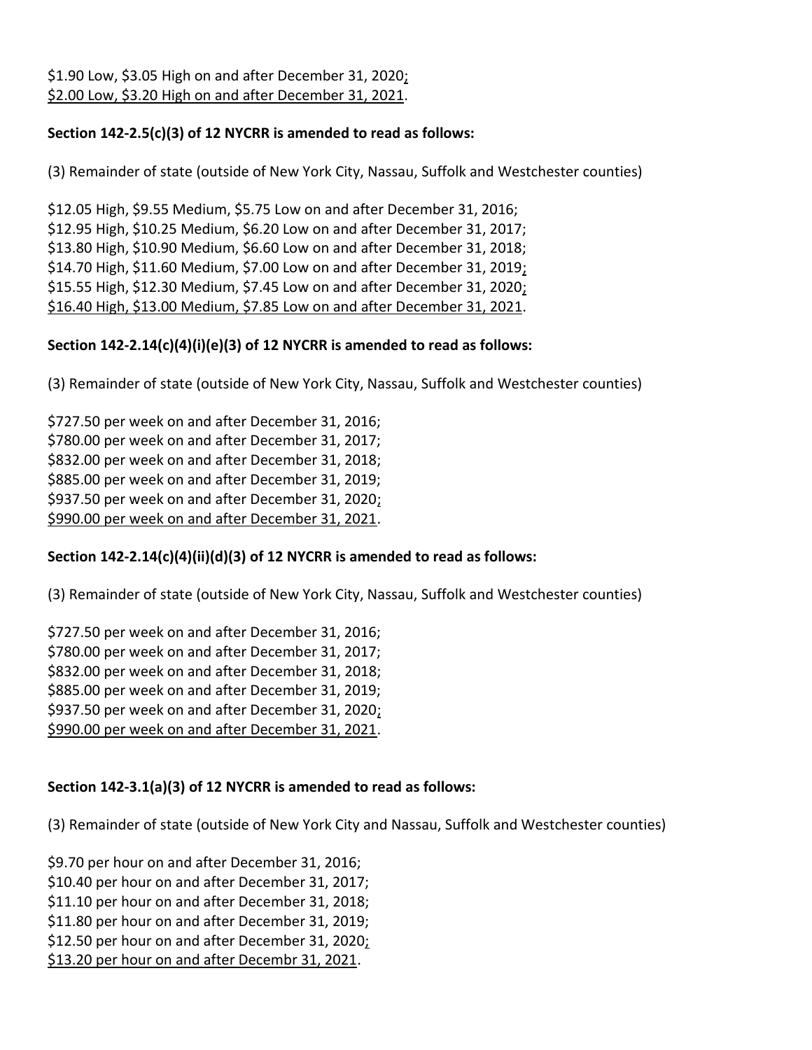$1.90 Low, $3.05 High on and after December 31, 2020;
$2.00 Low, $3.20 High on and after December 31, 2021.

**Section 142-2.5(c)(3) of 12 NYCRR is amended to read as follows:**

(3) Remainder of state (outside of New York City, Nassau, Suffolk and Westchester counties)

$12.05 High, $9.55 Medium, $5.75 Low on and after December 31, 2016;
$12.95 High, $10.25 Medium, $6.20 Low on and after December 31, 2017;
$13.80 High, $10.90 Medium, $6.60 Low on and after December 31, 2018;
$14.70 High, $11.60 Medium, $7.00 Low on and after December 31, 2019;
$15.55 High, $12.30 Medium, $7.45 Low on and after December 31, 2020;
$16.40 High, $13.00 Medium, $7.85 Low on and after December 31, 2021.

**Section 142-2.14(c)(4)(i)(e)(3) of 12 NYCRR is amended to read as follows:**

(3) Remainder of state (outside of New York City, Nassau, Suffolk and Westchester counties)

$727.50 per week on and after December 31, 2016;
$780.00 per week on and after December 31, 2017;
$832.00 per week on and after December 31, 2018;
$885.00 per week on and after December 31, 2019;
$937.50 per week on and after December 31, 2020;
$990.00 per week on and after December 31, 2021.

**Section 142-2.14(c)(4)(ii)(d)(3) of 12 NYCRR is amended to read as follows:**

(3) Remainder of state (outside of New York City, Nassau, Suffolk and Westchester counties)

$727.50 per week on and after December 31, 2016;
$780.00 per week on and after December 31, 2017;
$832.00 per week on and after December 31, 2018;
$885.00 per week on and after December 31, 2019;
$937.50 per week on and after December 31, 2020;
$990.00 per week on and after December 31, 2021.

**Section 142-3.1(a)(3) of 12 NYCRR is amended to read as follows:**

(3) Remainder of state (outside of New York City and Nassau, Suffolk and Westchester counties)

$9.70 per hour on and after December 31, 2016;
$10.40 per hour on and after December 31, 2017;
$11.10 per hour on and after December 31, 2018;
$11.80 per hour on and after December 31, 2019;
$12.50 per hour on and after December 31, 2020;
$13.20 per hour on and after Decembr 31, 2021.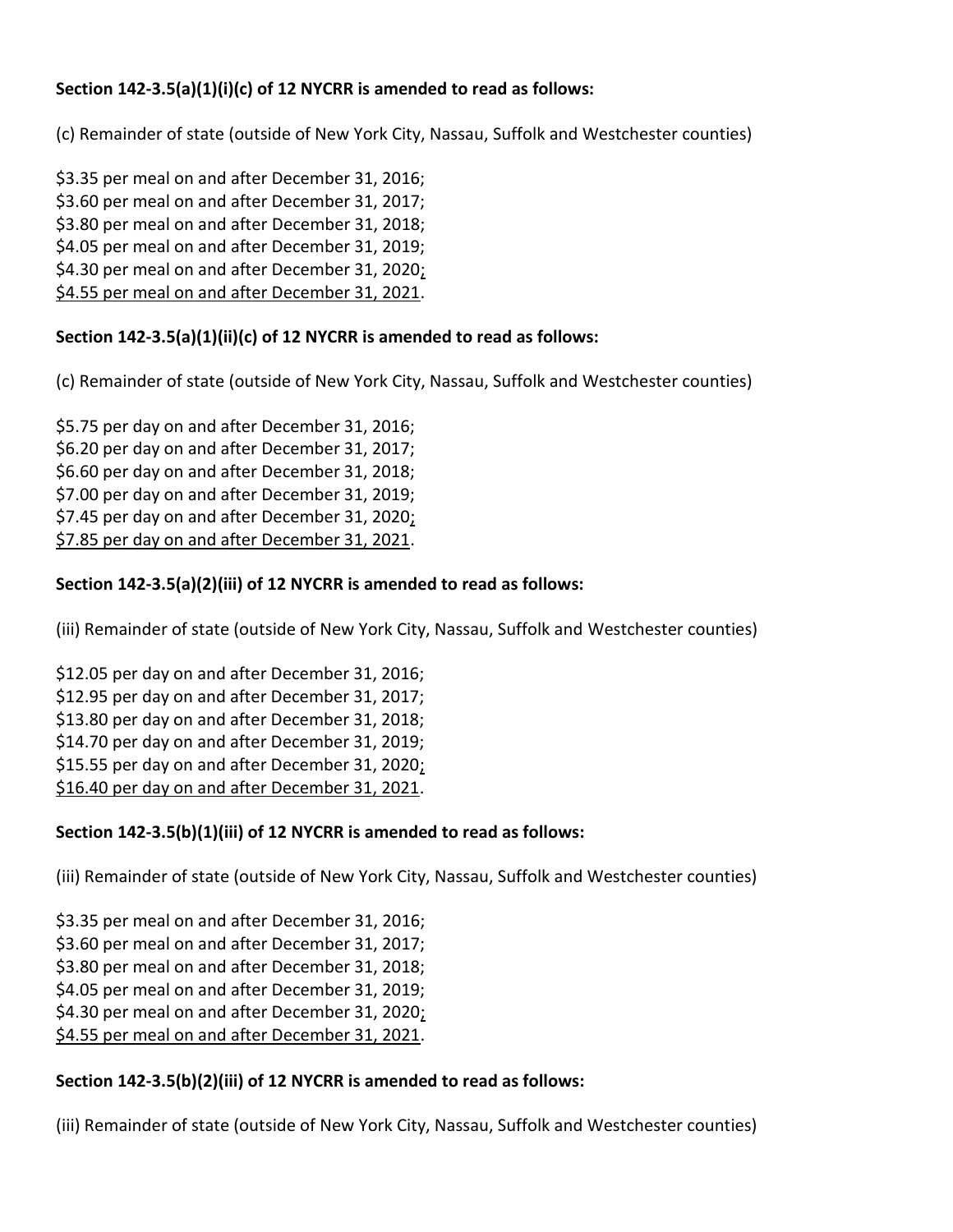**Section 142-3.5(a)(1)(i)(c) of 12 NYCRR is amended to read as follows:**

(c) Remainder of state (outside of New York City, Nassau, Suffolk and Westchester counties)

$3.35 per meal on and after December 31, 2016;
$3.60 per meal on and after December 31, 2017;
$3.80 per meal on and after December 31, 2018;
$4.05 per meal on and after December 31, 2019;
$4.30 per meal on and after December 31, 2020;
$4.55 per meal on and after December 31, 2021.

**Section 142-3.5(a)(1)(ii)(c) of 12 NYCRR is amended to read as follows:**

(c) Remainder of state (outside of New York City, Nassau, Suffolk and Westchester counties)

$5.75 per day on and after December 31, 2016;
$6.20 per day on and after December 31, 2017;
$6.60 per day on and after December 31, 2018;
$7.00 per day on and after December 31, 2019;
$7.45 per day on and after December 31, 2020;
$7.85 per day on and after December 31, 2021.

**Section 142-3.5(a)(2)(iii) of 12 NYCRR is amended to read as follows:**

(iii) Remainder of state (outside of New York City, Nassau, Suffolk and Westchester counties)

$12.05 per day on and after December 31, 2016;
$12.95 per day on and after December 31, 2017;
$13.80 per day on and after December 31, 2018;
$14.70 per day on and after December 31, 2019;
$15.55 per day on and after December 31, 2020;
$16.40 per day on and after December 31, 2021.

**Section 142-3.5(b)(1)(iii) of 12 NYCRR is amended to read as follows:**

(iii) Remainder of state (outside of New York City, Nassau, Suffolk and Westchester counties)

$3.35 per meal on and after December 31, 2016;
$3.60 per meal on and after December 31, 2017;
$3.80 per meal on and after December 31, 2018;
$4.05 per meal on and after December 31, 2019;
$4.30 per meal on and after December 31, 2020;
$4.55 per meal on and after December 31, 2021.

**Section 142-3.5(b)(2)(iii) of 12 NYCRR is amended to read as follows:**

(iii) Remainder of state (outside of New York City, Nassau, Suffolk and Westchester counties)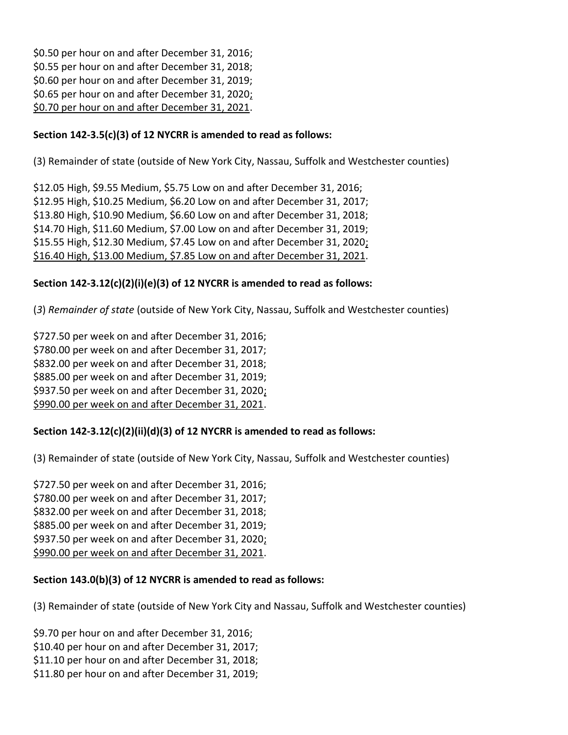$0.50 per hour on and after December 31, 2016;
$0.55 per hour on and after December 31, 2018;
$0.60 per hour on and after December 31, 2019;
$0.65 per hour on and after December 31, 2020<u>;</u>
<u>$0.70 per hour on and after December 31, 2021</u>.

**Section 142-3.5(c)(3) of 12 NYCRR is amended to read as follows:**

(3) Remainder of state (outside of New York City, Nassau, Suffolk and Westchester counties)

$12.05 High, $9.55 Medium, $5.75 Low on and after December 31, 2016;
$12.95 High, $10.25 Medium, $6.20 Low on and after December 31, 2017;
$13.80 High, $10.90 Medium, $6.60 Low on and after December 31, 2018;
$14.70 High, $11.60 Medium, $7.00 Low on and after December 31, 2019;
$15.55 High, $12.30 Medium, $7.45 Low on and after December 31, 2020<u>;</u>
<u>$16.40 High, $13.00 Medium, $7.85 Low on and after December 31, 2021</u>.

**Section 142-3.12(c)(2)(i)(e)(3) of 12 NYCRR is amended to read as follows:**

(*3*) *Remainder of state* (outside of New York City, Nassau, Suffolk and Westchester counties)

$727.50 per week on and after December 31, 2016;
$780.00 per week on and after December 31, 2017;
$832.00 per week on and after December 31, 2018;
$885.00 per week on and after December 31, 2019;
$937.50 per week on and after December 31, 2020<u>;</u>
<u>$990.00 per week on and after December 31, 2021</u>.

**Section 142-3.12(c)(2)(ii)(d)(3) of 12 NYCRR is amended to read as follows:**

(3) Remainder of state (outside of New York City, Nassau, Suffolk and Westchester counties)

$727.50 per week on and after December 31, 2016;
$780.00 per week on and after December 31, 2017;
$832.00 per week on and after December 31, 2018;
$885.00 per week on and after December 31, 2019;
$937.50 per week on and after December 31, 2020<u>;</u>
<u>$990.00 per week on and after December 31, 2021</u>.

**Section 143.0(b)(3) of 12 NYCRR is amended to read as follows:**

(3) Remainder of state (outside of New York City and Nassau, Suffolk and Westchester counties)

$9.70 per hour on and after December 31, 2016;
$10.40 per hour on and after December 31, 2017;
$11.10 per hour on and after December 31, 2018;
$11.80 per hour on and after December 31, 2019;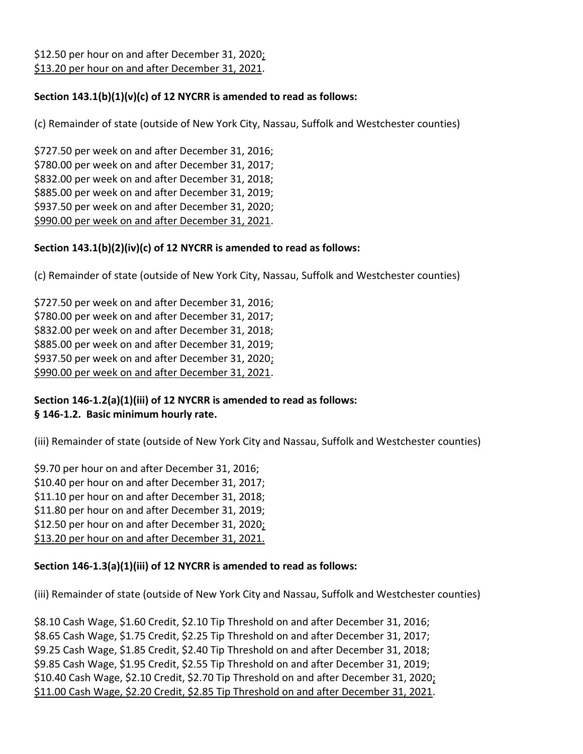$12.50 per hour on and after December 31, 2020;
$13.20 per hour on and after December 31, 2021.

**Section 143.1(b)(1)(v)(c) of 12 NYCRR is amended to read as follows:**

(c) Remainder of state (outside of New York City, Nassau, Suffolk and Westchester counties)

$727.50 per week on and after December 31, 2016;
$780.00 per week on and after December 31, 2017;
$832.00 per week on and after December 31, 2018;
$885.00 per week on and after December 31, 2019;
$937.50 per week on and after December 31, 2020;
$990.00 per week on and after December 31, 2021.

**Section 143.1(b)(2)(iv)(c) of 12 NYCRR is amended to read as follows:**

(c) Remainder of state (outside of New York City, Nassau, Suffolk and Westchester counties)

$727.50 per week on and after December 31, 2016;
$780.00 per week on and after December 31, 2017;
$832.00 per week on and after December 31, 2018;
$885.00 per week on and after December 31, 2019;
$937.50 per week on and after December 31, 2020;
$990.00 per week on and after December 31, 2021.

**Section 146-1.2(a)(1)(iii) of 12 NYCRR is amended to read as follows:**
**§ 146-1.2. Basic minimum hourly rate.**

(iii) Remainder of state (outside of New York City and Nassau, Suffolk and Westchester counties)

$9.70 per hour on and after December 31, 2016;
$10.40 per hour on and after December 31, 2017;
$11.10 per hour on and after December 31, 2018;
$11.80 per hour on and after December 31, 2019;
$12.50 per hour on and after December 31, 2020;
$13.20 per hour on and after December 31, 2021.

**Section 146-1.3(a)(1)(iii) of 12 NYCRR is amended to read as follows:**

(iii) Remainder of state (outside of New York City and Nassau, Suffolk and Westchester counties)

$8.10 Cash Wage, $1.60 Credit, $2.10 Tip Threshold on and after December 31, 2016;
$8.65 Cash Wage, $1.75 Credit, $2.25 Tip Threshold on and after December 31, 2017;
$9.25 Cash Wage, $1.85 Credit, $2.40 Tip Threshold on and after December 31, 2018;
$9.85 Cash Wage, $1.95 Credit, $2.55 Tip Threshold on and after December 31, 2019;
$10.40 Cash Wage, $2.10 Credit, $2.70 Tip Threshold on and after December 31, 2020;
$11.00 Cash Wage, $2.20 Credit, $2.85 Tip Threshold on and after December 31, 2021.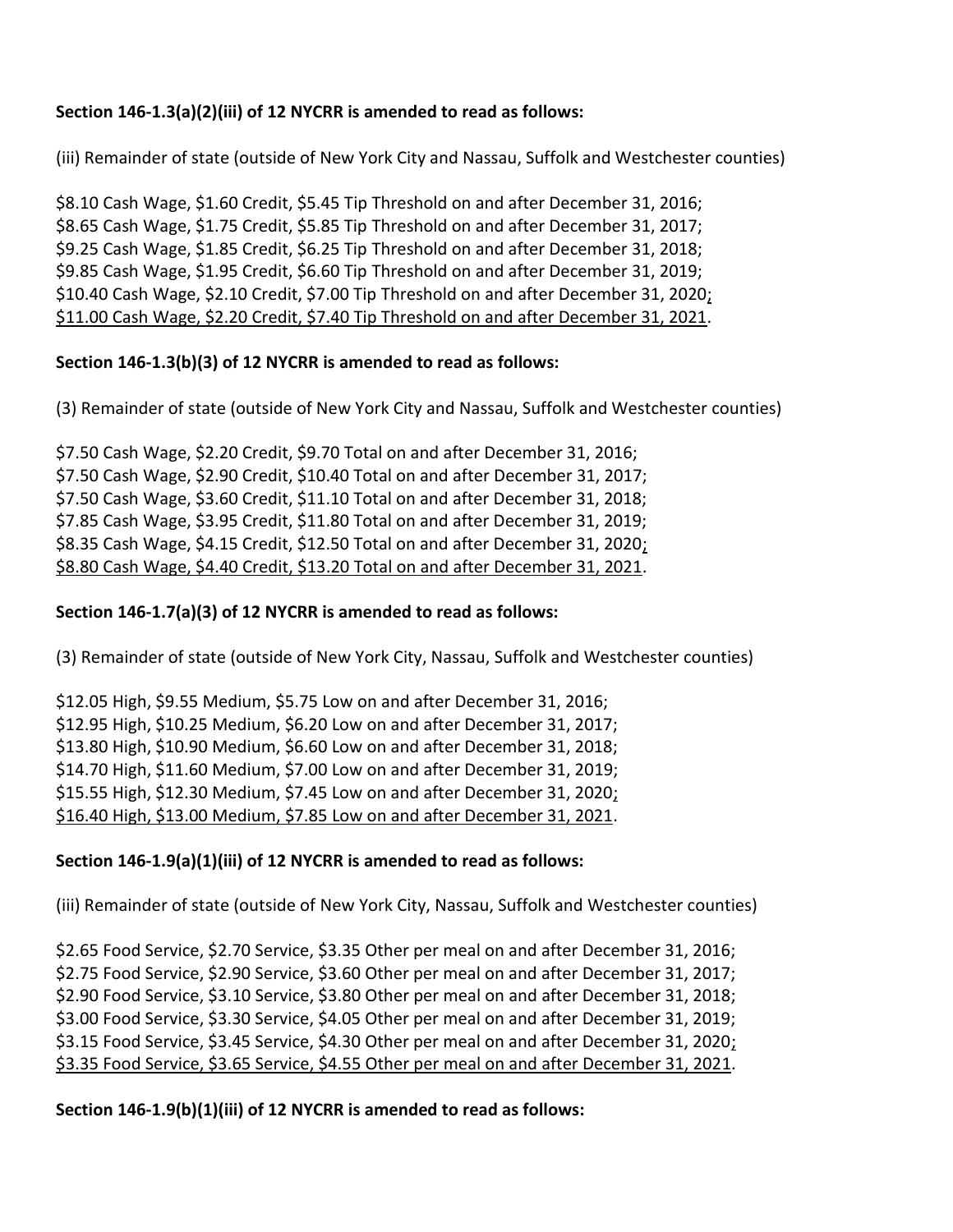**Section 146-1.3(a)(2)(iii) of 12 NYCRR is amended to read as follows:**

(iii) Remainder of state (outside of New York City and Nassau, Suffolk and Westchester counties)

\$8.10 Cash Wage, \$1.60 Credit, \$5.45 Tip Threshold on and after December 31, 2016;
\$8.65 Cash Wage, \$1.75 Credit, \$5.85 Tip Threshold on and after December 31, 2017;
\$9.25 Cash Wage, \$1.85 Credit, \$6.25 Tip Threshold on and after December 31, 2018;
\$9.85 Cash Wage, \$1.95 Credit, \$6.60 Tip Threshold on and after December 31, 2019;
\$10.40 Cash Wage, \$2.10 Credit, \$7.00 Tip Threshold on and after December 31, 2020<u>;</u>
<u>\$11.00 Cash Wage, \$2.20 Credit, \$7.40 Tip Threshold on and after December 31, 2021</u>.

**Section 146-1.3(b)(3) of 12 NYCRR is amended to read as follows:**

(3) Remainder of state (outside of New York City and Nassau, Suffolk and Westchester counties)

\$7.50 Cash Wage, \$2.20 Credit, \$9.70 Total on and after December 31, 2016;
\$7.50 Cash Wage, \$2.90 Credit, \$10.40 Total on and after December 31, 2017;
\$7.50 Cash Wage, \$3.60 Credit, \$11.10 Total on and after December 31, 2018;
\$7.85 Cash Wage, \$3.95 Credit, \$11.80 Total on and after December 31, 2019;
\$8.35 Cash Wage, \$4.15 Credit, \$12.50 Total on and after December 31, 2020<u>;</u>
<u>\$8.80 Cash Wage, \$4.40 Credit, \$13.20 Total on and after December 31, 2021</u>.

**Section 146-1.7(a)(3) of 12 NYCRR is amended to read as follows:**

(3) Remainder of state (outside of New York City, Nassau, Suffolk and Westchester counties)

\$12.05 High, \$9.55 Medium, \$5.75 Low on and after December 31, 2016;
\$12.95 High, \$10.25 Medium, \$6.20 Low on and after December 31, 2017;
\$13.80 High, \$10.90 Medium, \$6.60 Low on and after December 31, 2018;
\$14.70 High, \$11.60 Medium, \$7.00 Low on and after December 31, 2019;
\$15.55 High, \$12.30 Medium, \$7.45 Low on and after December 31, 2020<u>;</u>
<u>\$16.40 High, \$13.00 Medium, \$7.85 Low on and after December 31, 2021</u>.

**Section 146-1.9(a)(1)(iii) of 12 NYCRR is amended to read as follows:**

(iii) Remainder of state (outside of New York City, Nassau, Suffolk and Westchester counties)

\$2.65 Food Service, \$2.70 Service, \$3.35 Other per meal on and after December 31, 2016;
\$2.75 Food Service, \$2.90 Service, \$3.60 Other per meal on and after December 31, 2017;
\$2.90 Food Service, \$3.10 Service, \$3.80 Other per meal on and after December 31, 2018;
\$3.00 Food Service, \$3.30 Service, \$4.05 Other per meal on and after December 31, 2019;
\$3.15 Food Service, \$3.45 Service, \$4.30 Other per meal on and after December 31, 2020<u>;</u>
<u>\$3.35 Food Service, \$3.65 Service, \$4.55 Other per meal on and after December 31, 2021</u>.

**Section 146-1.9(b)(1)(iii) of 12 NYCRR is amended to read as follows:**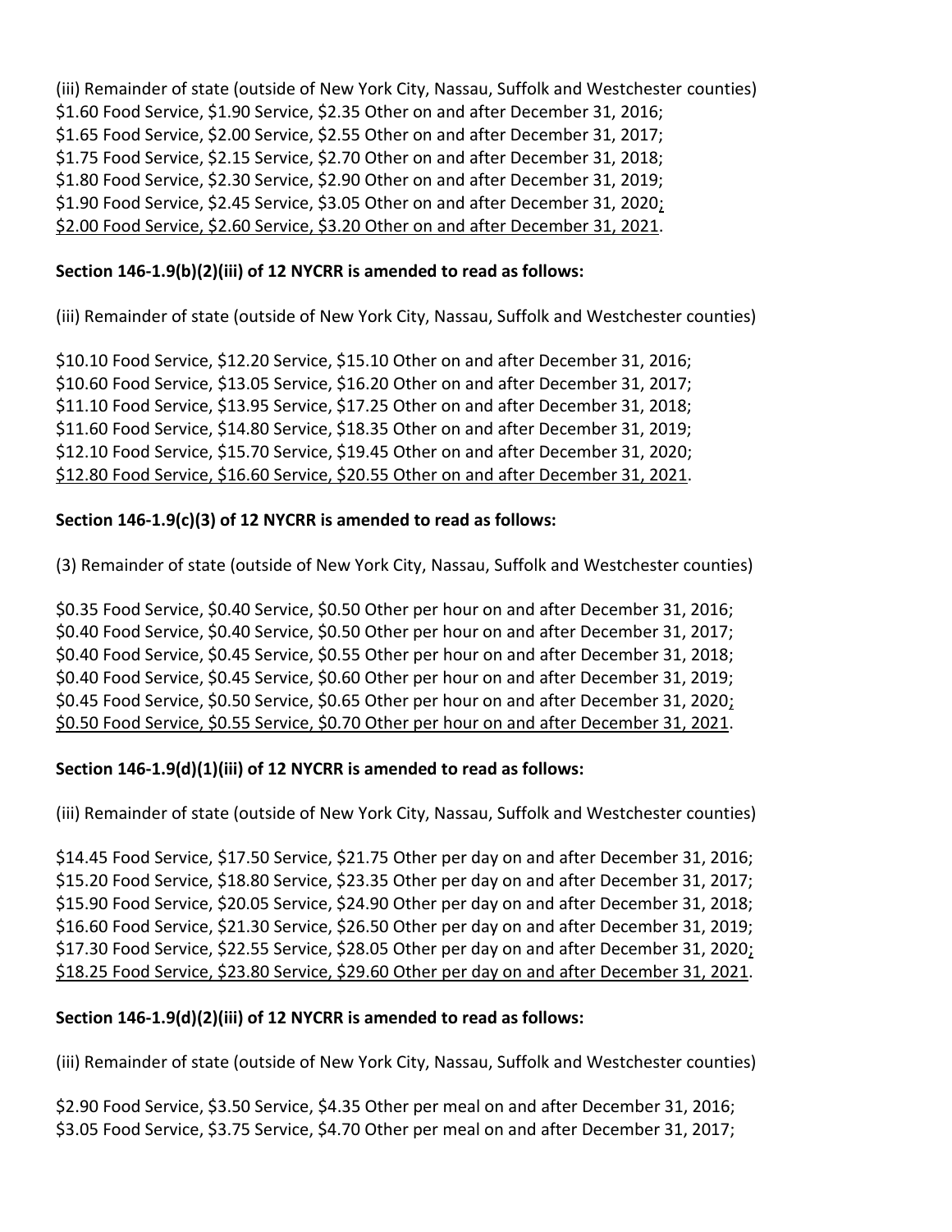(iii) Remainder of state (outside of New York City, Nassau, Suffolk and Westchester counties)
$1.60 Food Service, $1.90 Service, $2.35 Other on and after December 31, 2016;
$1.65 Food Service, $2.00 Service, $2.55 Other on and after December 31, 2017;
$1.75 Food Service, $2.15 Service, $2.70 Other on and after December 31, 2018;
$1.80 Food Service, $2.30 Service, $2.90 Other on and after December 31, 2019;
$1.90 Food Service, $2.45 Service, $3.05 Other on and after December 31, 2020;
$2.00 Food Service, $2.60 Service, $3.20 Other on and after December 31, 2021.

**Section 146-1.9(b)(2)(iii) of 12 NYCRR is amended to read as follows:**

(iii) Remainder of state (outside of New York City, Nassau, Suffolk and Westchester counties)

$10.10 Food Service, $12.20 Service, $15.10 Other on and after December 31, 2016;
$10.60 Food Service, $13.05 Service, $16.20 Other on and after December 31, 2017;
$11.10 Food Service, $13.95 Service, $17.25 Other on and after December 31, 2018;
$11.60 Food Service, $14.80 Service, $18.35 Other on and after December 31, 2019;
$12.10 Food Service, $15.70 Service, $19.45 Other on and after December 31, 2020;
$12.80 Food Service, $16.60 Service, $20.55 Other on and after December 31, 2021.

**Section 146-1.9(c)(3) of 12 NYCRR is amended to read as follows:**

(3) Remainder of state (outside of New York City, Nassau, Suffolk and Westchester counties)

$0.35 Food Service, $0.40 Service, $0.50 Other per hour on and after December 31, 2016;
$0.40 Food Service, $0.40 Service, $0.50 Other per hour on and after December 31, 2017;
$0.40 Food Service, $0.45 Service, $0.55 Other per hour on and after December 31, 2018;
$0.40 Food Service, $0.45 Service, $0.60 Other per hour on and after December 31, 2019;
$0.45 Food Service, $0.50 Service, $0.65 Other per hour on and after December 31, 2020;
$0.50 Food Service, $0.55 Service, $0.70 Other per hour on and after December 31, 2021.

**Section 146-1.9(d)(1)(iii) of 12 NYCRR is amended to read as follows:**

(iii) Remainder of state (outside of New York City, Nassau, Suffolk and Westchester counties)

$14.45 Food Service, $17.50 Service, $21.75 Other per day on and after December 31, 2016;
$15.20 Food Service, $18.80 Service, $23.35 Other per day on and after December 31, 2017;
$15.90 Food Service, $20.05 Service, $24.90 Other per day on and after December 31, 2018;
$16.60 Food Service, $21.30 Service, $26.50 Other per day on and after December 31, 2019;
$17.30 Food Service, $22.55 Service, $28.05 Other per day on and after December 31, 2020;
$18.25 Food Service, $23.80 Service, $29.60 Other per day on and after December 31, 2021.

**Section 146-1.9(d)(2)(iii) of 12 NYCRR is amended to read as follows:**

(iii) Remainder of state (outside of New York City, Nassau, Suffolk and Westchester counties)

$2.90 Food Service, $3.50 Service, $4.35 Other per meal on and after December 31, 2016;
$3.05 Food Service, $3.75 Service, $4.70 Other per meal on and after December 31, 2017;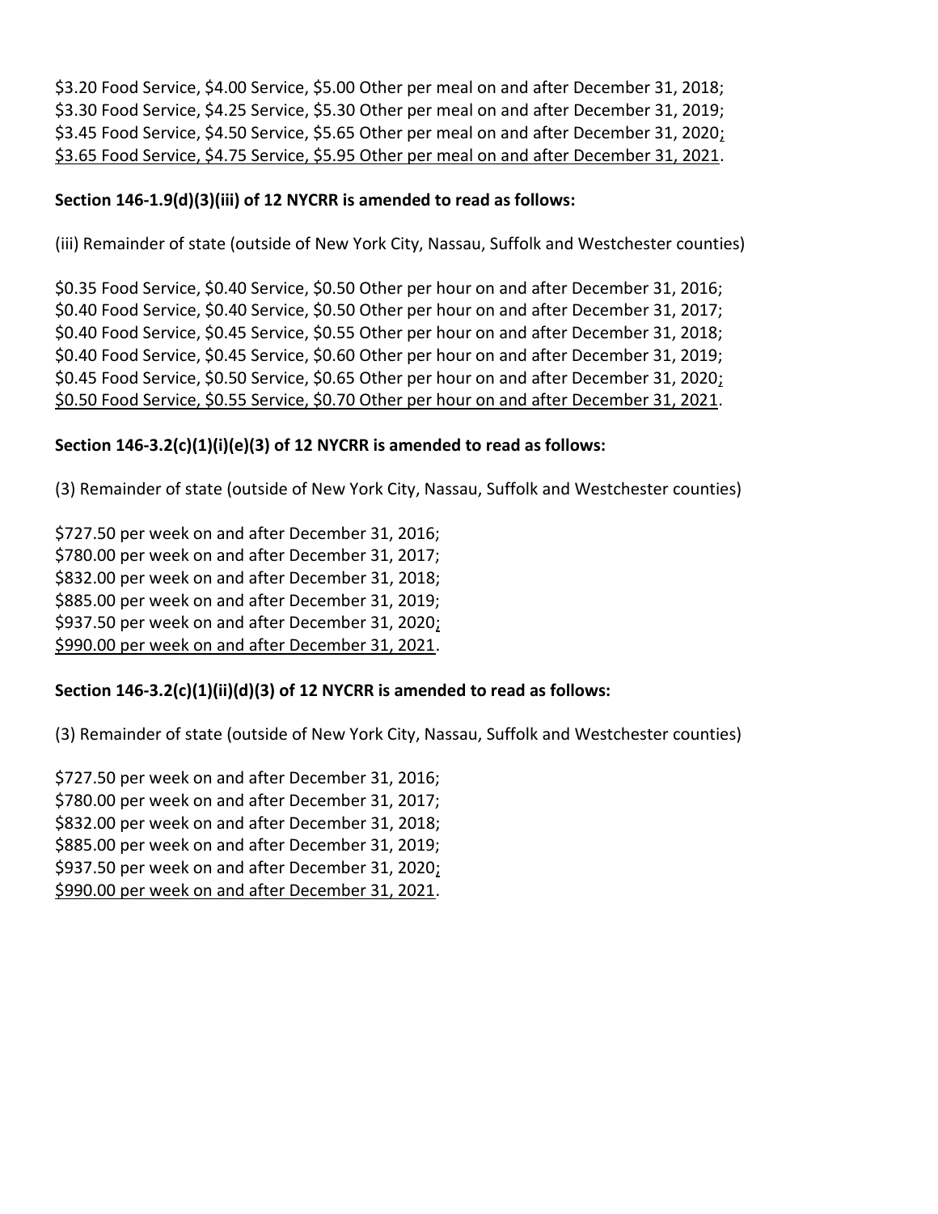\$3.20 Food Service, \$4.00 Service, \$5.00 Other per meal on and after December 31, 2018;
\$3.30 Food Service, \$4.25 Service, \$5.30 Other per meal on and after December 31, 2019;
\$3.45 Food Service, \$4.50 Service, \$5.65 Other per meal on and after December 31, 2020<u>;</u>
<u>\$3.65 Food Service, \$4.75 Service, \$5.95 Other per meal on and after December 31, 2021</u>.

**Section 146-1.9(d)(3)(iii) of 12 NYCRR is amended to read as follows:**

(iii) Remainder of state (outside of New York City, Nassau, Suffolk and Westchester counties)

\$0.35 Food Service, \$0.40 Service, \$0.50 Other per hour on and after December 31, 2016;
\$0.40 Food Service, \$0.40 Service, \$0.50 Other per hour on and after December 31, 2017;
\$0.40 Food Service, \$0.45 Service, \$0.55 Other per hour on and after December 31, 2018;
\$0.40 Food Service, \$0.45 Service, \$0.60 Other per hour on and after December 31, 2019;
\$0.45 Food Service, \$0.50 Service, \$0.65 Other per hour on and after December 31, 2020<u>;</u>
<u>\$0.50 Food Service, \$0.55 Service, \$0.70 Other per hour on and after December 31, 2021</u>.

**Section 146-3.2(c)(1)(i)(e)(3) of 12 NYCRR is amended to read as follows:**

(3) Remainder of state (outside of New York City, Nassau, Suffolk and Westchester counties)

\$727.50 per week on and after December 31, 2016;
\$780.00 per week on and after December 31, 2017;
\$832.00 per week on and after December 31, 2018;
\$885.00 per week on and after December 31, 2019;
\$937.50 per week on and after December 31, 2020<u>;</u>
<u>\$990.00 per week on and after December 31, 2021</u>.

**Section 146-3.2(c)(1)(ii)(d)(3) of 12 NYCRR is amended to read as follows:**

(3) Remainder of state (outside of New York City, Nassau, Suffolk and Westchester counties)

\$727.50 per week on and after December 31, 2016;
\$780.00 per week on and after December 31, 2017;
\$832.00 per week on and after December 31, 2018;
\$885.00 per week on and after December 31, 2019;
\$937.50 per week on and after December 31, 2020<u>;</u>
<u>\$990.00 per week on and after December 31, 2021</u>.